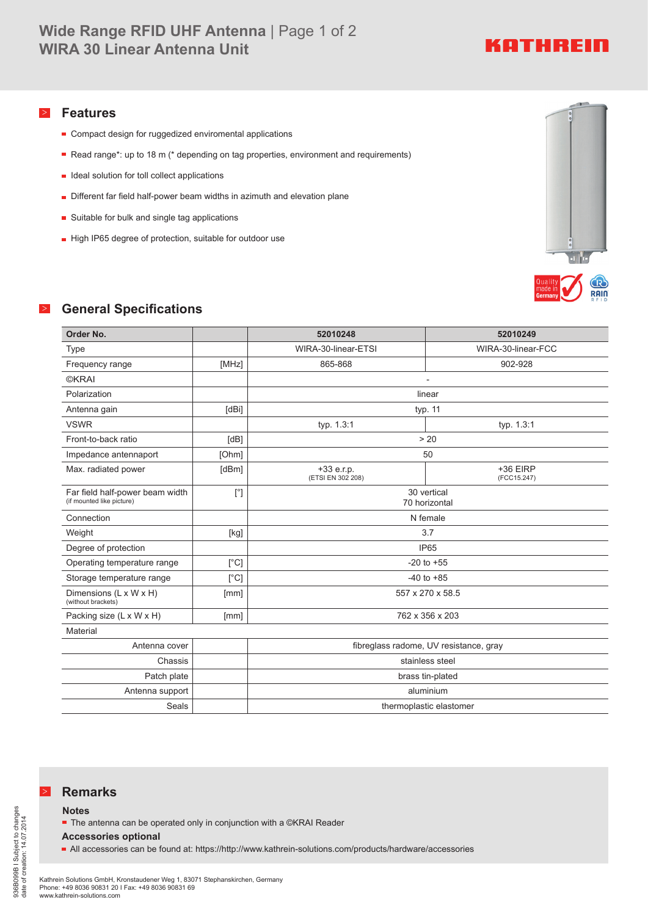# Wide Range RFID UHF Antenna
## WIRA 30 Linear Antenna Unit

## Features

- Compact design for ruggedized enviromental applications
- Read range*: up to 18 m (* depending on tag properties, environment and requirements)
- Ideal solution for toll collect applications
- Different far field half-power beam widths in azimuth and elevation plane
- Suitable for bulk and single tag applications
- High IP65 degree of protection, suitable for outdoor use

## General Specifications

| Order No. | | 52010248 | 52010249 |
|---|---|---|---|
| Type | | WIRA-30-linear-ETSI | WIRA-30-linear-FCC |
| Frequency range | [MHz] | 865-868 | 902-928 |
| ©KRAI | | - | |
| Polarization | | linear | |
| Antenna gain | [dBi] | typ. 11 | |
| VSWR | | typ. 1.3:1 | typ. 1.3:1 |
| Front-to-back ratio | [dB] | > 20 | |
| Impedance antennaport | [Ohm] | 50 | |
| Max. radiated power | [dBm] | +33 e.r.p. (ETSI EN 302 208) | +36 EIRP (FCC15.247) |
| Far field half-power beam width (if mounted like picture) | [°] | 30 vertical 70 horizontal | |
| Connection | | N female | |
| Weight | [kg] | 3.7 | |
| Degree of protection | | IP65 | |
| Operating temperature range | [°C] | -20 to +55 | |
| Storage temperature range | [°C] | -40 to +85 | |
| Dimensions (L x W x H) (without brackets) | [mm] | 557 x 270 x 58.5 | |
| Packing size (L x W x H) | [mm] | 762 x 356 x 203 | |
| Material | | | |
| Antenna cover | | fibreglass radome, UV resistance, gray | |
| Chassis | | stainless steel | |
| Patch plate | | brass tin-plated | |
| Antenna support | | aluminium | |
| Seals | | thermoplastic elastomer | |

## Remarks

**Notes**

- The antenna can be operated only in conjunction with a ©KRAI Reader

**Accessories optional**

- All accessories can be found at: https://http://www.kathrein-solutions.com/products/hardware/accessories

Kathrein Solutions GmbH, Kronstaudener Weg 1, 83071 Stephanskirchen, Germany
Phone: +49 8036 90831 20 I Fax: +49 8036 90831 69
www.kathrein-solutions.com

936B099B I Subject to changes
date of creation: 14.07.2014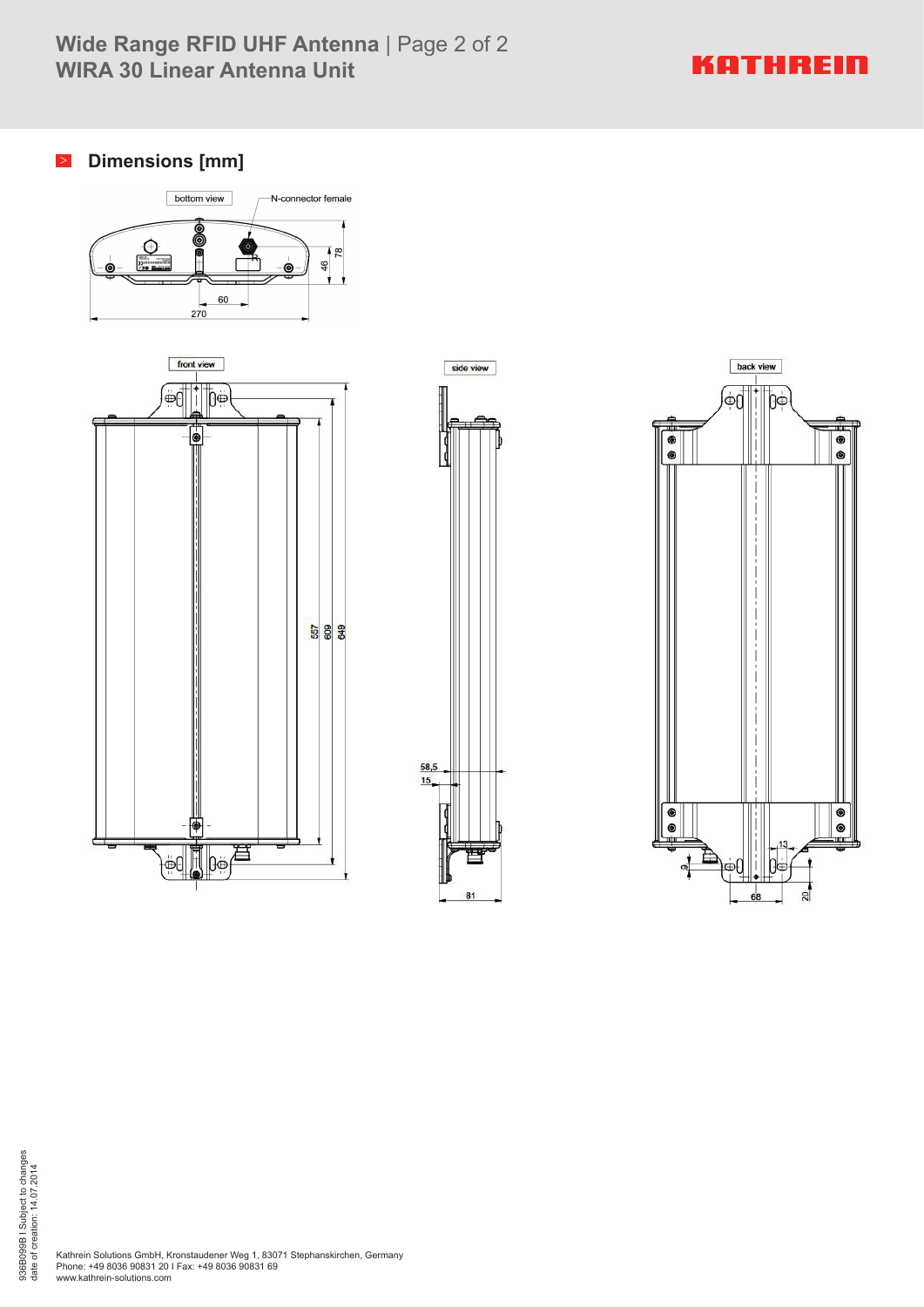## Dimensions [mm]

bottom view

N-connector female

46

78

60

270

front view

557

609

649

side view

58,5

15

81

back view

13

9

68

20

Kathrein Solutions GmbH, Kronstaudener Weg 1, 83071 Stephanskirchen, Germany
Phone: +49 8036 90831 20 I Fax: +49 8036 90831 69
www.kathrein-solutions.com

936B099B I Subject to changes
date of creation: 14.07.2014